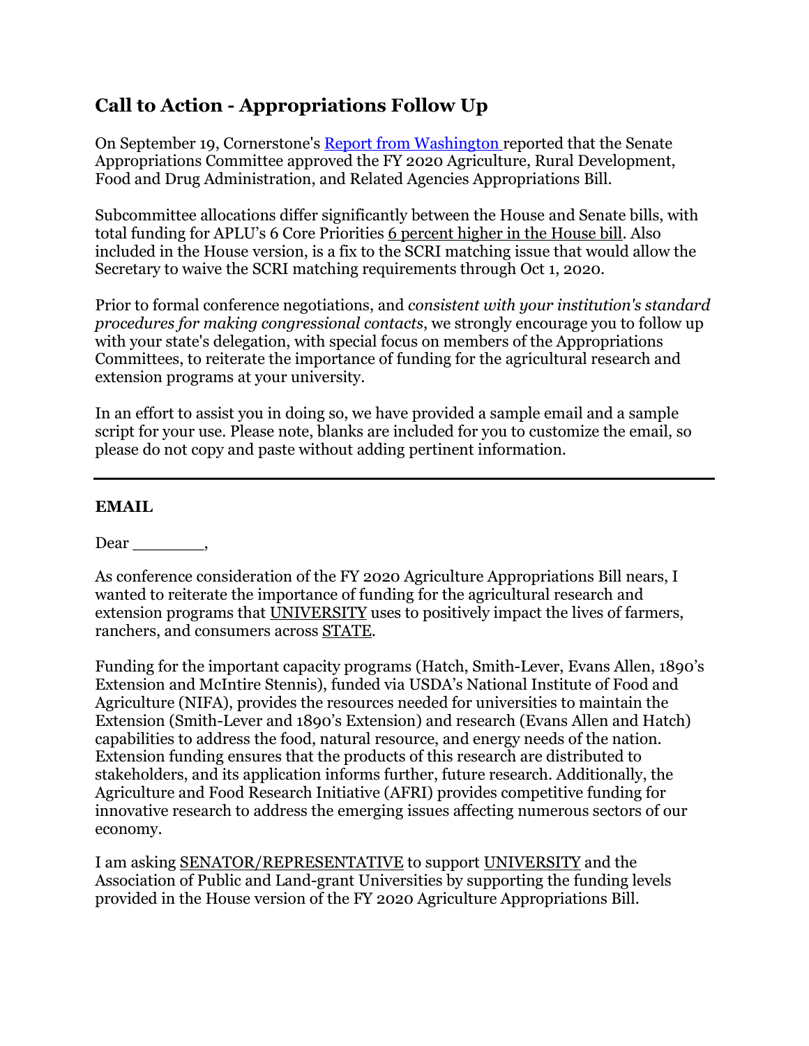## Call to Action - Appropriations Follow Up

On September 19, Cornerstone's [Report from Washington](#) reported that the Senate Appropriations Committee approved the FY 2020 Agriculture, Rural Development, Food and Drug Administration, and Related Agencies Appropriations Bill.

Subcommittee allocations differ significantly between the House and Senate bills, with total funding for APLU's 6 Core Priorities 6 percent higher in the House bill. Also included in the House version, is a fix to the SCRI matching issue that would allow the Secretary to waive the SCRI matching requirements through Oct 1, 2020.

Prior to formal conference negotiations, and *consistent with your institution's standard procedures for making congressional contacts*, we strongly encourage you to follow up with your state's delegation, with special focus on members of the Appropriations Committees, to reiterate the importance of funding for the agricultural research and extension programs at your university.

In an effort to assist you in doing so, we have provided a sample email and a sample script for your use. Please note, blanks are included for you to customize the email, so please do not copy and paste without adding pertinent information.

---

**EMAIL**

Dear _______,

As conference consideration of the FY 2020 Agriculture Appropriations Bill nears, I wanted to reiterate the importance of funding for the agricultural research and extension programs that UNIVERSITY uses to positively impact the lives of farmers, ranchers, and consumers across STATE.

Funding for the important capacity programs (Hatch, Smith-Lever, Evans Allen, 1890's Extension and McIntire Stennis), funded via USDA's National Institute of Food and Agriculture (NIFA), provides the resources needed for universities to maintain the Extension (Smith-Lever and 1890's Extension) and research (Evans Allen and Hatch) capabilities to address the food, natural resource, and energy needs of the nation. Extension funding ensures that the products of this research are distributed to stakeholders, and its application informs further, future research. Additionally, the Agriculture and Food Research Initiative (AFRI) provides competitive funding for innovative research to address the emerging issues affecting numerous sectors of our economy.

I am asking SENATOR/REPRESENTATIVE to support UNIVERSITY and the Association of Public and Land-grant Universities by supporting the funding levels provided in the House version of the FY 2020 Agriculture Appropriations Bill.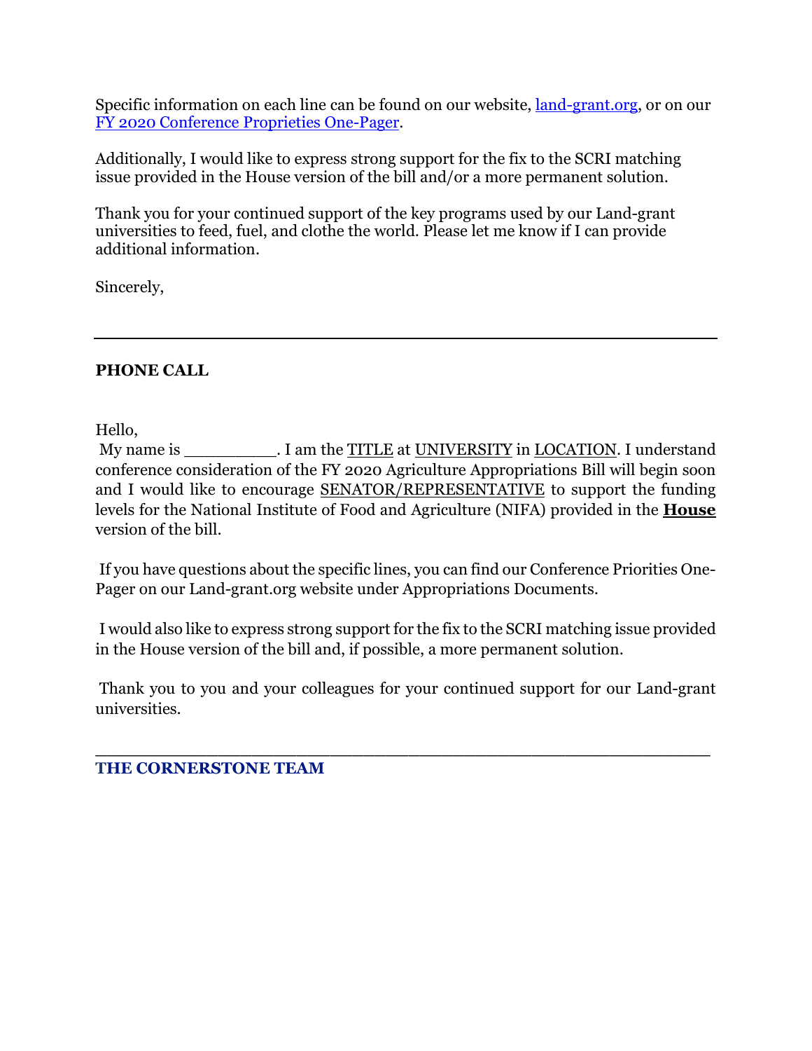Specific information on each line can be found on our website, [land-grant.org](land-grant.org), or on our [FY 2020 Conference Proprieties One-Pager](#).

Additionally, I would like to express strong support for the fix to the SCRI matching issue provided in the House version of the bill and/or a more permanent solution.

Thank you for your continued support of the key programs used by our Land-grant universities to feed, fuel, and clothe the world. Please let me know if I can provide additional information.

Sincerely,

---

**PHONE CALL**

Hello,

My name is __________. I am the TITLE at UNIVERSITY in LOCATION. I understand conference consideration of the FY 2020 Agriculture Appropriations Bill will begin soon and I would like to encourage SENATOR/REPRESENTATIVE to support the funding levels for the National Institute of Food and Agriculture (NIFA) provided in the **House** version of the bill.

If you have questions about the specific lines, you can find our Conference Priorities One-Pager on our Land-grant.org website under Appropriations Documents.

I would also like to express strong support for the fix to the SCRI matching issue provided in the House version of the bill and, if possible, a more permanent solution.

Thank you to you and your colleagues for your continued support for our Land-grant universities.

---

**THE CORNERSTONE TEAM**